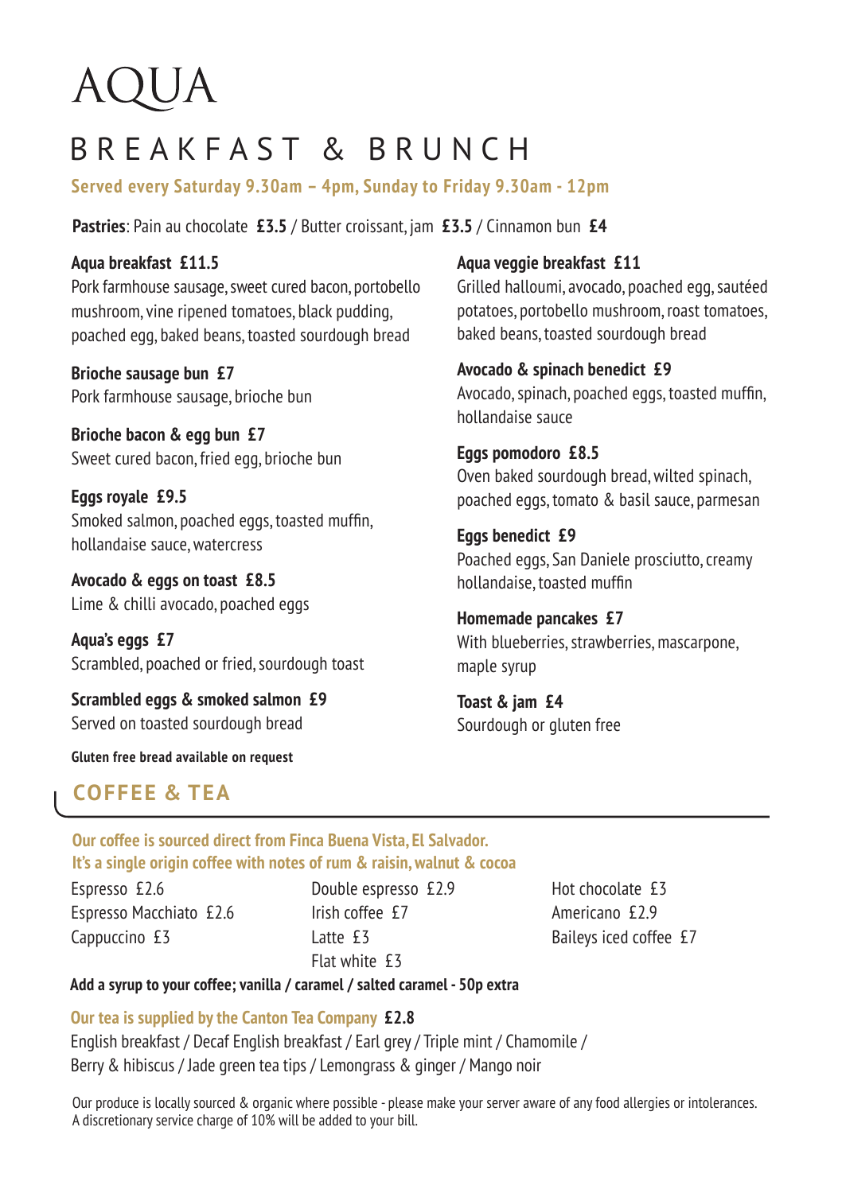# AQUA

## BREAKFAST & BRUNCH

**Served every Saturday 9.30am – 4pm, Sunday to Friday 9.30am - 12pm**

**Pastries**: Pain au chocolate **£3.5** / Butter croissant, jam **£3.5** / Cinnamon bun **£4**

**Aqua breakfast £11.5**
Pork farmhouse sausage, sweet cured bacon, portobello mushroom, vine ripened tomatoes, black pudding, poached egg, baked beans, toasted sourdough bread

**Brioche sausage bun £7**
Pork farmhouse sausage, brioche bun

**Brioche bacon & egg bun £7**
Sweet cured bacon, fried egg, brioche bun

**Eggs royale £9.5**
Smoked salmon, poached eggs, toasted muffin, hollandaise sauce, watercress

**Avocado & eggs on toast £8.5**
Lime & chilli avocado, poached eggs

**Aqua's eggs £7**
Scrambled, poached or fried, sourdough toast

**Scrambled eggs & smoked salmon £9**
Served on toasted sourdough bread

**Gluten free bread available on request**

**Aqua veggie breakfast £11**
Grilled halloumi, avocado, poached egg, sautéed potatoes, portobello mushroom, roast tomatoes, baked beans, toasted sourdough bread

**Avocado & spinach benedict £9**
Avocado, spinach, poached eggs, toasted muffin, hollandaise sauce

**Eggs pomodoro £8.5**
Oven baked sourdough bread, wilted spinach, poached eggs, tomato & basil sauce, parmesan

**Eggs benedict £9**
Poached eggs, San Daniele prosciutto, creamy hollandaise, toasted muffin

**Homemade pancakes £7**
With blueberries, strawberries, mascarpone, maple syrup

**Toast & jam £4**
Sourdough or gluten free

## COFFEE & TEA

**Our coffee is sourced direct from Finca Buena Vista, El Salvador. It's a single origin coffee with notes of rum & raisin, walnut & cocoa**

Espresso £2.6
Espresso Macchiato £2.6
Cappuccino £3
Double espresso £2.9
Irish coffee £7
Latte £3
Flat white £3
Hot chocolate £3
Americano £2.9
Baileys iced coffee £7

**Add a syrup to your coffee; vanilla / caramel / salted caramel - 50p extra**

**Our tea is supplied by the Canton Tea Company £2.8**
English breakfast / Decaf English breakfast / Earl grey / Triple mint / Chamomile / Berry & hibiscus / Jade green tea tips / Lemongrass & ginger / Mango noir

Our produce is locally sourced & organic where possible - please make your server aware of any food allergies or intolerances. A discretionary service charge of 10% will be added to your bill.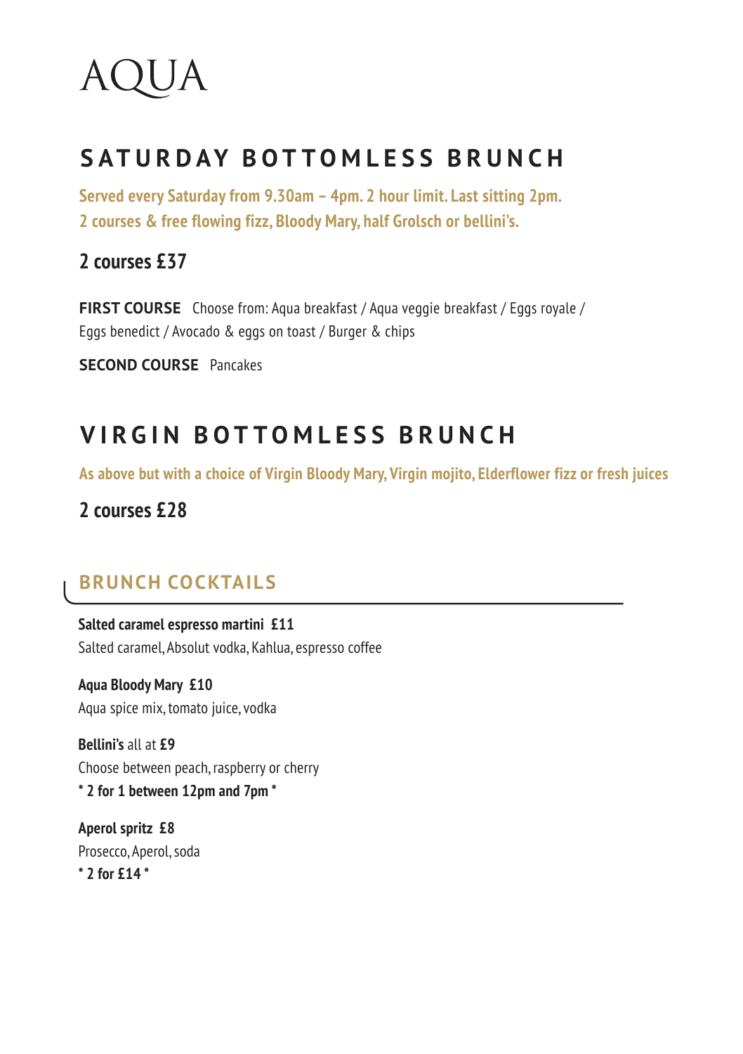# AQUA

## SATURDAY BOTTOMLESS BRUNCH

**Served every Saturday from 9.30am – 4pm. 2 hour limit. Last sitting 2pm.**
**2 courses & free flowing fizz, Bloody Mary, half Grolsch or bellini's.**

### 2 courses £37

**FIRST COURSE** Choose from: Aqua breakfast / Aqua veggie breakfast / Eggs royale / Eggs benedict / Avocado & eggs on toast / Burger & chips

**SECOND COURSE** Pancakes

## VIRGIN BOTTOMLESS BRUNCH

**As above but with a choice of Virgin Bloody Mary, Virgin mojito, Elderflower fizz or fresh juices**

### 2 courses £28

## BRUNCH COCKTAILS

**Salted caramel espresso martini £11**
Salted caramel, Absolut vodka, Kahlua, espresso coffee

**Aqua Bloody Mary £10**
Aqua spice mix, tomato juice, vodka

**Bellini's** all at **£9**
Choose between peach, raspberry or cherry
**\* 2 for 1 between 12pm and 7pm \***

**Aperol spritz £8**
Prosecco, Aperol, soda
**\* 2 for £14 \***